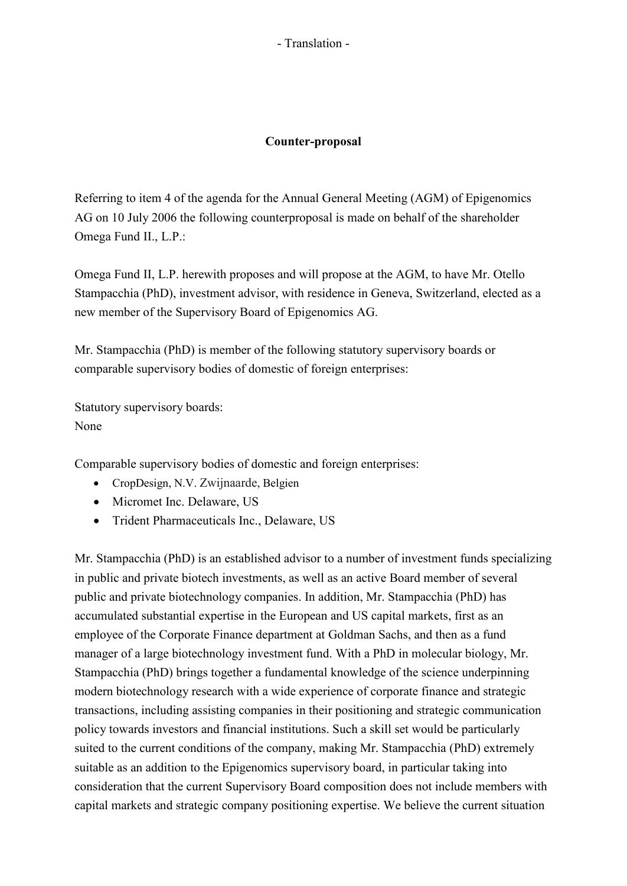- Translation -

**Counter-proposal**

Referring to item 4 of the agenda for the Annual General Meeting (AGM) of Epigenomics AG on 10 July 2006 the following counterproposal is made on behalf of the shareholder Omega Fund II., L.P.:

Omega Fund II, L.P. herewith proposes and will propose at the AGM, to have Mr. Otello Stampacchia (PhD), investment advisor, with residence in Geneva, Switzerland, elected as a new member of the Supervisory Board of Epigenomics AG.

Mr. Stampacchia (PhD) is member of the following statutory supervisory boards or comparable supervisory bodies of domestic of foreign enterprises:

Statutory supervisory boards:
None

Comparable supervisory bodies of domestic and foreign enterprises:

- CropDesign, N.V. Zwijnaarde, Belgien
- Micromet Inc. Delaware, US
- Trident Pharmaceuticals Inc., Delaware, US

Mr. Stampacchia (PhD) is an established advisor to a number of investment funds specializing in public and private biotech investments, as well as an active Board member of several public and private biotechnology companies. In addition, Mr. Stampacchia (PhD) has accumulated substantial expertise in the European and US capital markets, first as an employee of the Corporate Finance department at Goldman Sachs, and then as a fund manager of a large biotechnology investment fund. With a PhD in molecular biology, Mr. Stampacchia (PhD) brings together a fundamental knowledge of the science underpinning modern biotechnology research with a wide experience of corporate finance and strategic transactions, including assisting companies in their positioning and strategic communication policy towards investors and financial institutions. Such a skill set would be particularly suited to the current conditions of the company, making Mr. Stampacchia (PhD) extremely suitable as an addition to the Epigenomics supervisory board, in particular taking into consideration that the current Supervisory Board composition does not include members with capital markets and strategic company positioning expertise. We believe the current situation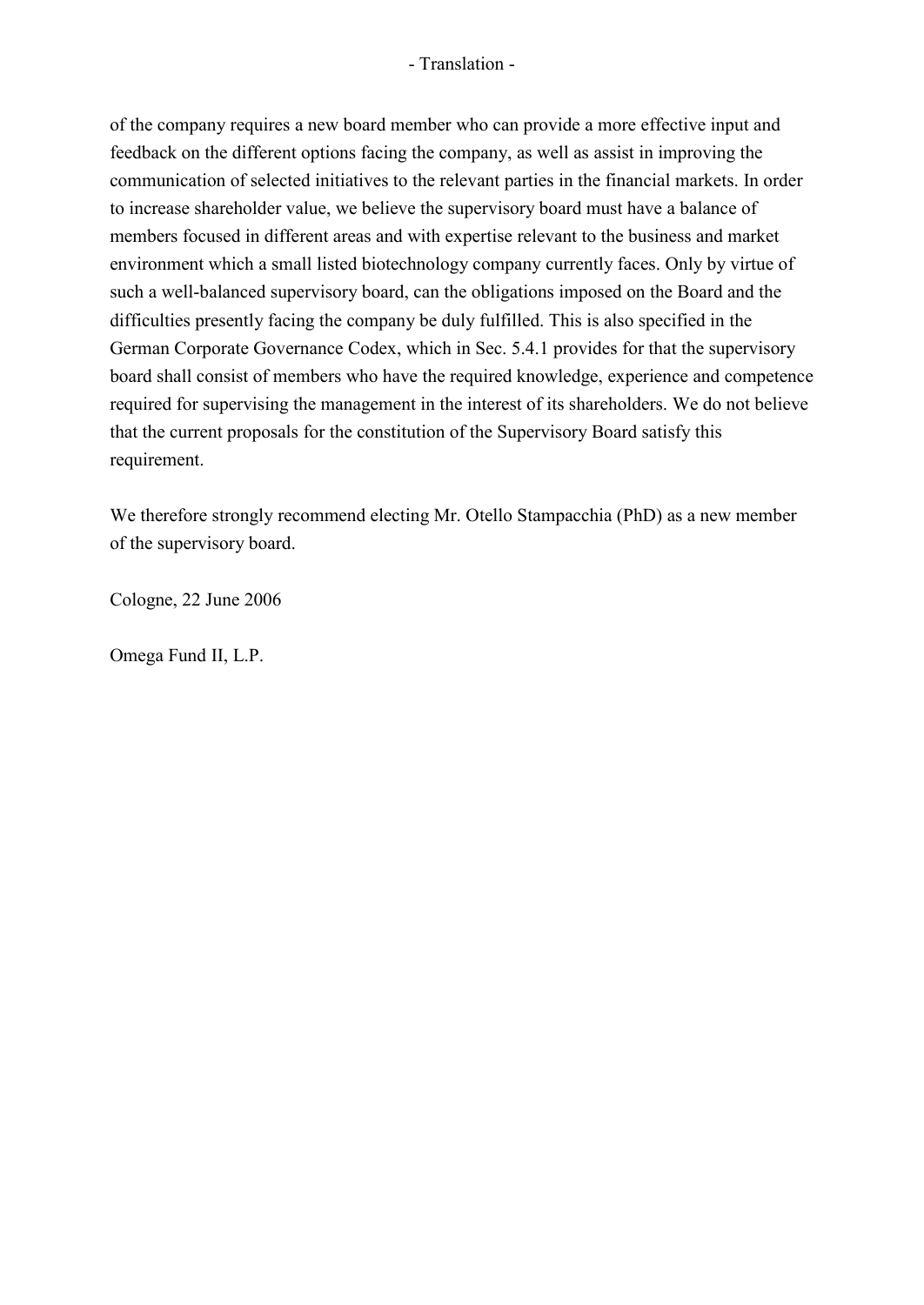of the company requires a new board member who can provide a more effective input and feedback on the different options facing the company, as well as assist in improving the communication of selected initiatives to the relevant parties in the financial markets. In order to increase shareholder value, we believe the supervisory board must have a balance of members focused in different areas and with expertise relevant to the business and market environment which a small listed biotechnology company currently faces. Only by virtue of such a well-balanced supervisory board, can the obligations imposed on the Board and the difficulties presently facing the company be duly fulfilled. This is also specified in the German Corporate Governance Codex, which in Sec. 5.4.1 provides for that the supervisory board shall consist of members who have the required knowledge, experience and competence required for supervising the management in the interest of its shareholders. We do not believe that the current proposals for the constitution of the Supervisory Board satisfy this requirement.

We therefore strongly recommend electing Mr. Otello Stampacchia (PhD) as a new member of the supervisory board.

Cologne, 22 June 2006

Omega Fund II, L.P.